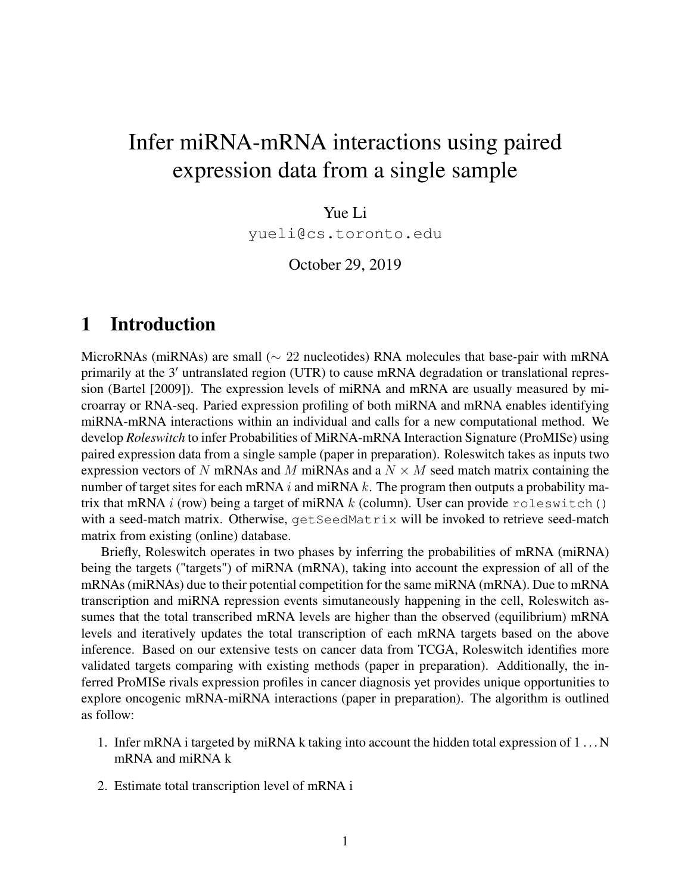# Infer miRNA-mRNA interactions using paired expression data from a single sample

Yue Li

yueli@cs.toronto.edu

October 29, 2019

## 1 Introduction

MicroRNAs (miRNAs) are small ($\sim 22$ nucleotides) RNA molecules that base-pair with mRNA primarily at the $3'$ untranslated region (UTR) to cause mRNA degradation or translational repression (Bartel [2009]). The expression levels of miRNA and mRNA are usually measured by microarray or RNA-seq. Paried expression profiling of both miRNA and mRNA enables identifying miRNA-mRNA interactions within an individual and calls for a new computational method. We develop *Roleswitch* to infer Probabilities of MiRNA-mRNA Interaction Signature (ProMISe) using paired expression data from a single sample (paper in preparation). Roleswitch takes as inputs two expression vectors of $N$ mRNAs and $M$ miRNAs and a $N \times M$ seed match matrix containing the number of target sites for each mRNA $i$ and miRNA $k$. The program then outputs a probability matrix that mRNA $i$ (row) being a target of miRNA $k$ (column). User can provide `roleswitch()` with a seed-match matrix. Otherwise, `getSeedMatrix` will be invoked to retrieve seed-match matrix from existing (online) database.

Briefly, Roleswitch operates in two phases by inferring the probabilities of mRNA (miRNA) being the targets ("targets") of miRNA (mRNA), taking into account the expression of all of the mRNAs (miRNAs) due to their potential competition for the same miRNA (mRNA). Due to mRNA transcription and miRNA repression events simutaneously happening in the cell, Roleswitch assumes that the total transcribed mRNA levels are higher than the observed (equilibrium) mRNA levels and iteratively updates the total transcription of each mRNA targets based on the above inference. Based on our extensive tests on cancer data from TCGA, Roleswitch identifies more validated targets comparing with existing methods (paper in preparation). Additionally, the inferred ProMISe rivals expression profiles in cancer diagnosis yet provides unique opportunities to explore oncogenic mRNA-miRNA interactions (paper in preparation). The algorithm is outlined as follow:

1. Infer mRNA i targeted by miRNA k taking into account the hidden total expression of $1 \ldots N$ mRNA and miRNA k
2. Estimate total transcription level of mRNA i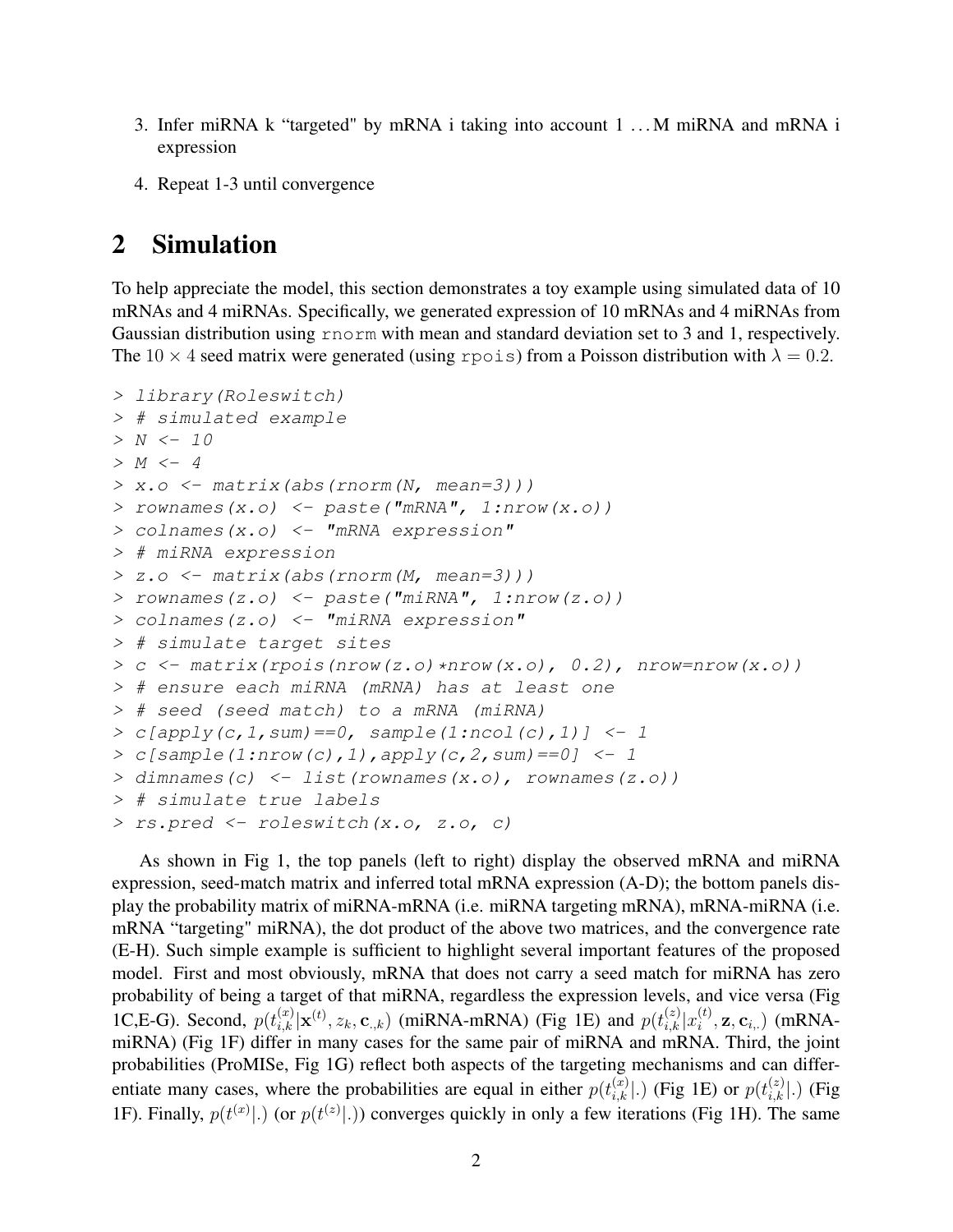3. Infer miRNA k "targeted" by mRNA i taking into account $1 \dots M$ miRNA and mRNA i expression
4. Repeat 1-3 until convergence

# 2 Simulation

To help appreciate the model, this section demonstrates a toy example using simulated data of 10 mRNAs and 4 miRNAs. Specifically, we generated expression of 10 mRNAs and 4 miRNAs from Gaussian distribution using `rnorm` with mean and standard deviation set to 3 and 1, respectively. The $10 \times 4$ seed matrix were generated (using `rpois`) from a Poisson distribution with $\lambda = 0.2$.

```
> library(Roleswitch)
> # simulated example
> N <- 10
> M <- 4
> x.o <- matrix(abs(rnorm(N, mean=3)))
> rownames(x.o) <- paste("mRNA", 1:nrow(x.o))
> colnames(x.o) <- "mRNA expression"
> # miRNA expression
> z.o <- matrix(abs(rnorm(M, mean=3)))
> rownames(z.o) <- paste("miRNA", 1:nrow(z.o))
> colnames(z.o) <- "miRNA expression"
> # simulate target sites
> c <- matrix(rpois(nrow(z.o)*nrow(x.o), 0.2), nrow=nrow(x.o))
> # ensure each miRNA (mRNA) has at least one
> # seed (seed match) to a mRNA (miRNA)
> c[apply(c,1,sum)==0, sample(1:ncol(c),1)] <- 1
> c[sample(1:nrow(c),1),apply(c,2,sum)==0] <- 1
> dimnames(c) <- list(rownames(x.o), rownames(z.o))
> # simulate true labels
> rs.pred <- roleswitch(x.o, z.o, c)
```

As shown in Fig 1, the top panels (left to right) display the observed mRNA and miRNA expression, seed-match matrix and inferred total mRNA expression (A-D); the bottom panels display the probability matrix of miRNA-mRNA (i.e. miRNA targeting mRNA), mRNA-miRNA (i.e. mRNA "targeting" miRNA), the dot product of the above two matrices, and the convergence rate (E-H). Such simple example is sufficient to highlight several important features of the proposed model. First and most obviously, mRNA that does not carry a seed match for miRNA has zero probability of being a target of that miRNA, regardless the expression levels, and vice versa (Fig 1C,E-G). Second, $p(t_{i,k}^{(x)}|\mathbf{x}^{(t)}, z_k, \mathbf{c}_{.,k})$ (miRNA-mRNA) (Fig 1E) and $p(t_{i,k}^{(z)}|x_i^{(t)}, \mathbf{z}, \mathbf{c}_{i,.})$ (mRNA-miRNA) (Fig 1F) differ in many cases for the same pair of miRNA and mRNA. Third, the joint probabilities (ProMISe, Fig 1G) reflect both aspects of the targeting mechanisms and can differentiate many cases, where the probabilities are equal in either $p(t_{i,k}^{(x)}|.)$ (Fig 1E) or $p(t_{i,k}^{(z)}|.)$ (Fig 1F). Finally, $p(t^{(x)}|.)$ (or $p(t^{(z)}|.)$) converges quickly in only a few iterations (Fig 1H). The same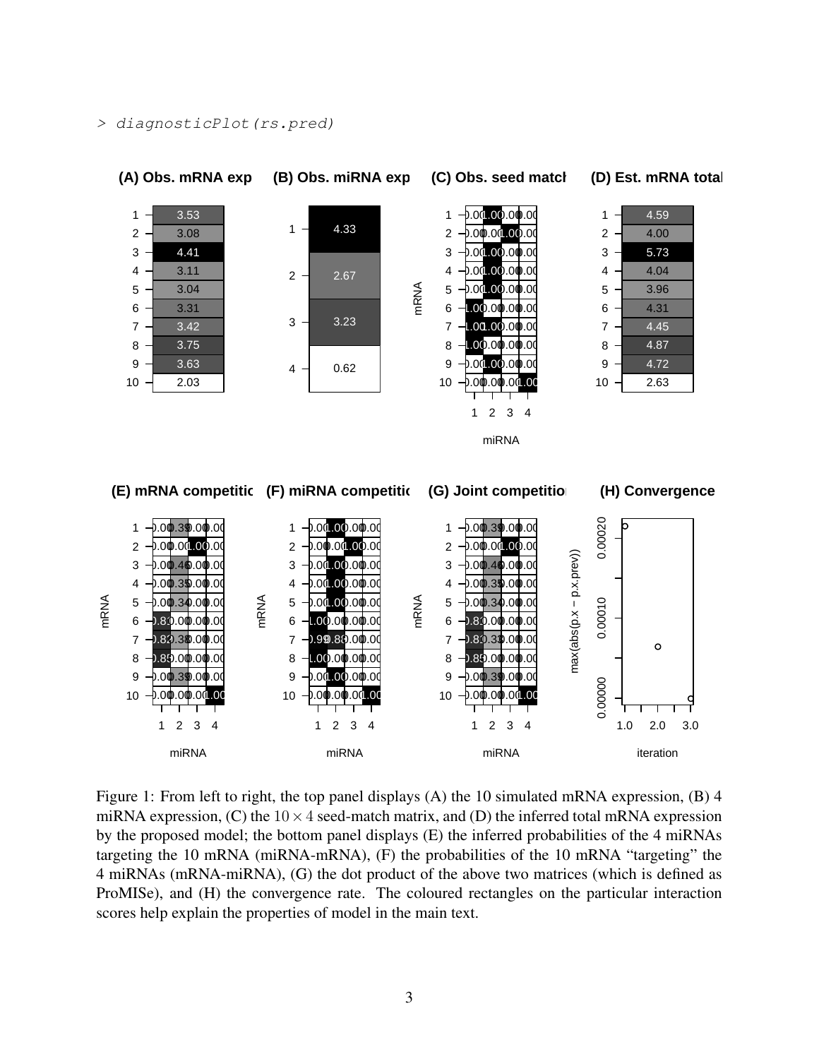```
> diagnosticPlot(rs.pred)
```

Figure 1: From left to right, the top panel displays (A) the 10 simulated mRNA expression, (B) 4 miRNA expression, (C) the $10 \times 4$ seed-match matrix, and (D) the inferred total mRNA expression by the proposed model; the bottom panel displays (E) the inferred probabilities of the 4 miRNAs targeting the 10 mRNA (miRNA-mRNA), (F) the probabilities of the 10 mRNA "targeting" the 4 miRNAs (mRNA-miRNA), (G) the dot product of the above two matrices (which is defined as ProMISe), and (H) the convergence rate. The coloured rectangles on the particular interaction scores help explain the properties of model in the main text.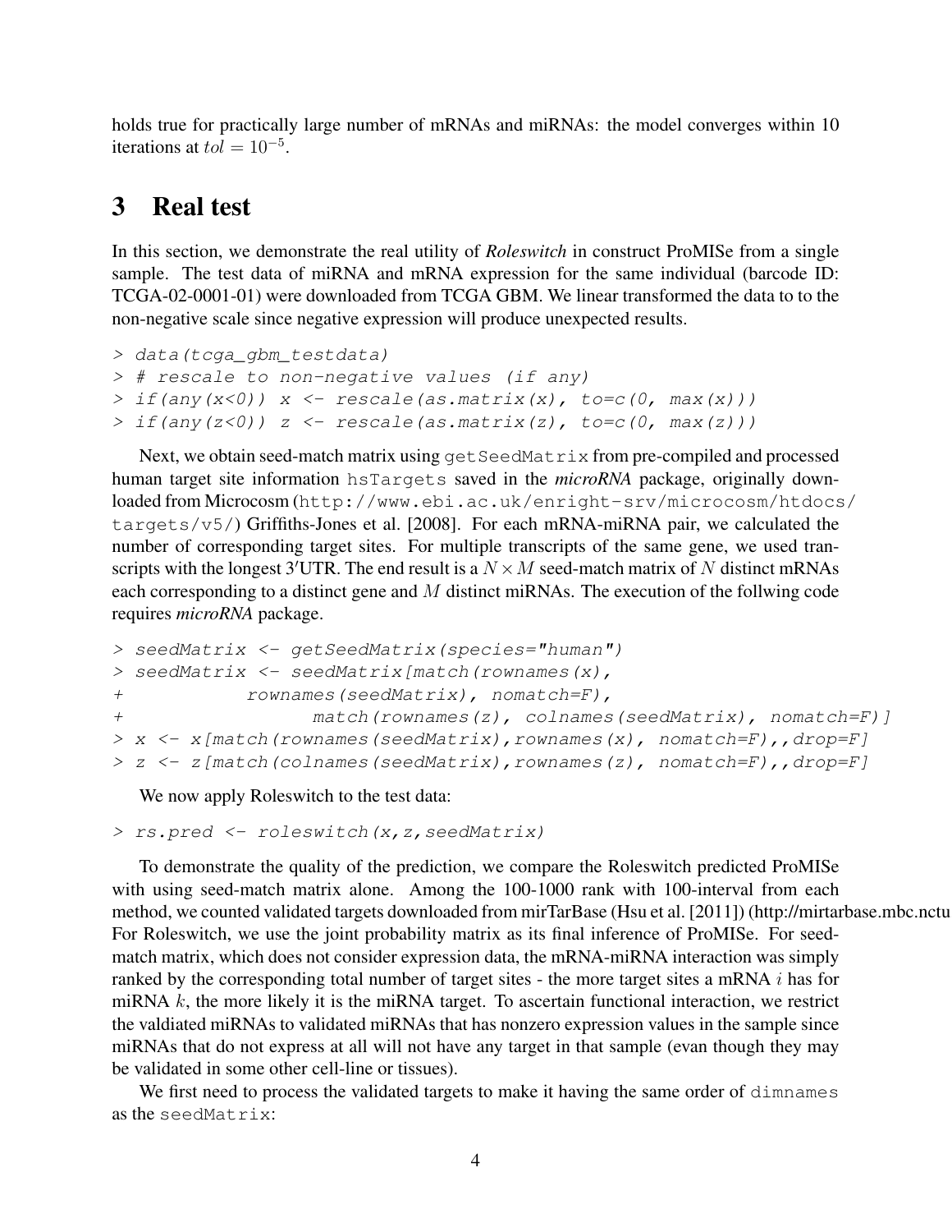holds true for practically large number of mRNAs and miRNAs: the model converges within 10 iterations at $tol = 10^{-5}$.

# 3 Real test

In this section, we demonstrate the real utility of *Roleswitch* in construct ProMISe from a single sample. The test data of miRNA and mRNA expression for the same individual (barcode ID: TCGA-02-0001-01) were downloaded from TCGA GBM. We linear transformed the data to to the non-negative scale since negative expression will produce unexpected results.

```
> data(tcga_gbm_testdata)
> # rescale to non-negative values (if any)
> if(any(x<0)) x <- rescale(as.matrix(x), to=c(0, max(x)))
> if(any(z<0)) z <- rescale(as.matrix(z), to=c(0, max(z)))
```

Next, we obtain seed-match matrix using `getSeedMatrix` from pre-compiled and processed human target site information `hsTargets` saved in the *microRNA* package, originally downloaded from Microcosm (`http://www.ebi.ac.uk/enright-srv/microcosm/htdocs/targets/v5/`) Griffiths-Jones et al. [2008]. For each mRNA-miRNA pair, we calculated the number of corresponding target sites. For multiple transcripts of the same gene, we used transcripts with the longest 3′UTR. The end result is a $N \times M$ seed-match matrix of $N$ distinct mRNAs each corresponding to a distinct gene and $M$ distinct miRNAs. The execution of the follwing code requires *microRNA* package.

```
> seedMatrix <- getSeedMatrix(species="human")
> seedMatrix <- seedMatrix[match(rownames(x),
+            rownames(seedMatrix), nomatch=F),
+                  match(rownames(z), colnames(seedMatrix), nomatch=F)]
> x <- x[match(rownames(seedMatrix),rownames(x), nomatch=F),,drop=F]
> z <- z[match(colnames(seedMatrix),rownames(z), nomatch=F),,drop=F]
```

We now apply Roleswitch to the test data:

```
> rs.pred <- roleswitch(x,z,seedMatrix)
```

To demonstrate the quality of the prediction, we compare the Roleswitch predicted ProMISe with using seed-match matrix alone. Among the 100-1000 rank with 100-interval from each method, we counted validated targets downloaded from mirTarBase (Hsu et al. [2011]) (http://mirtarbase.mbc.nctu For Roleswitch, we use the joint probability matrix as its final inference of ProMISe. For seed-match matrix, which does not consider expression data, the mRNA-miRNA interaction was simply ranked by the corresponding total number of target sites - the more target sites a mRNA $i$ has for miRNA $k$, the more likely it is the miRNA target. To ascertain functional interaction, we restrict the valdiated miRNAs to validated miRNAs that has nonzero expression values in the sample since miRNAs that do not express at all will not have any target in that sample (evan though they may be validated in some other cell-line or tissues).

We first need to process the validated targets to make it having the same order of `dimnames` as the `seedMatrix`: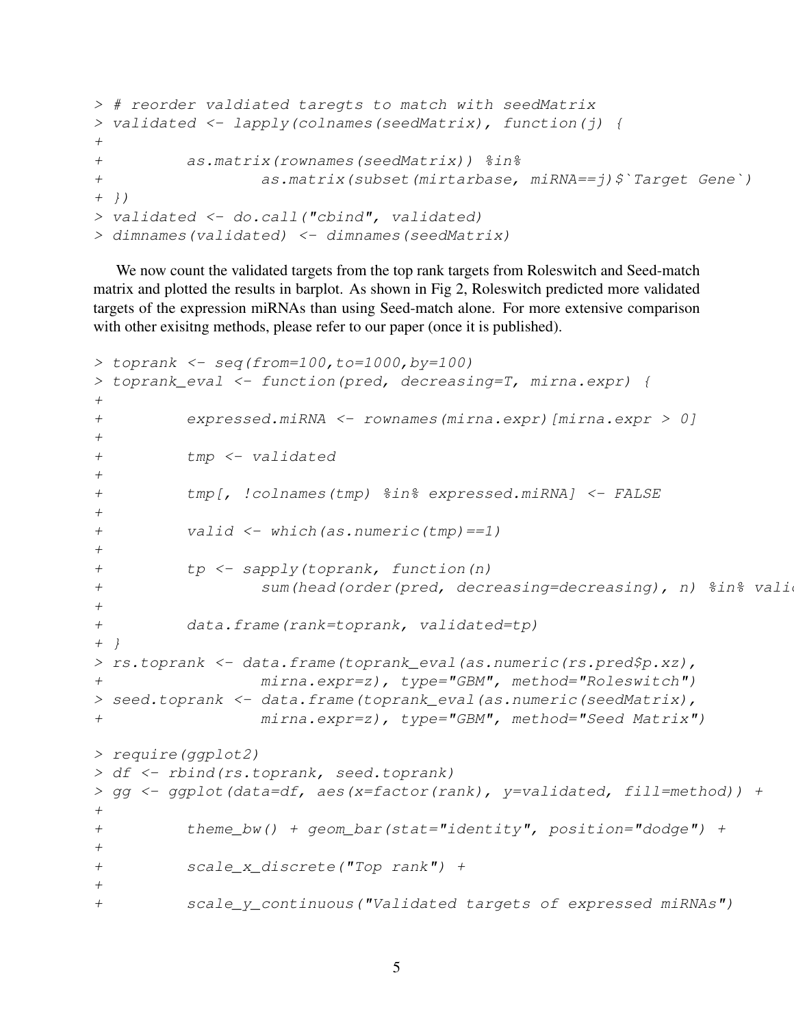```
> # reorder valdiated taregts to match with seedMatrix
> validated <- lapply(colnames(seedMatrix), function(j) {
+ 
+         as.matrix(rownames(seedMatrix)) %in%
+                 as.matrix(subset(mirtarbase, miRNA==j)$`Target Gene`)
+ })
> validated <- do.call("cbind", validated)
> dimnames(validated) <- dimnames(seedMatrix)
```

We now count the validated targets from the top rank targets from Roleswitch and Seed-match matrix and plotted the results in barplot. As shown in Fig 2, Roleswitch predicted more validated targets of the expression miRNAs than using Seed-match alone. For more extensive comparison with other exisitng methods, please refer to our paper (once it is published).

```
> toprank <- seq(from=100,to=1000,by=100)
> toprank_eval <- function(pred, decreasing=T, mirna.expr) {
+ 
+         expressed.miRNA <- rownames(mirna.expr)[mirna.expr > 0]
+ 
+         tmp <- validated
+ 
+         tmp[, !colnames(tmp) %in% expressed.miRNA] <- FALSE
+ 
+         valid <- which(as.numeric(tmp)==1)
+ 
+         tp <- sapply(toprank, function(n)
+                 sum(head(order(pred, decreasing=decreasing), n) %in% vali
+ 
+         data.frame(rank=toprank, validated=tp)
+ }
> rs.toprank <- data.frame(toprank_eval(as.numeric(rs.pred$p.xz),
+                 mirna.expr=z), type="GBM", method="Roleswitch")
> seed.toprank <- data.frame(toprank_eval(as.numeric(seedMatrix),
+                 mirna.expr=z), type="GBM", method="Seed Matrix")

> require(ggplot2)
> df <- rbind(rs.toprank, seed.toprank)
> gg <- ggplot(data=df, aes(x=factor(rank), y=validated, fill=method)) +
+ 
+         theme_bw() + geom_bar(stat="identity", position="dodge") +
+ 
+         scale_x_discrete("Top rank") +
+ 
+         scale_y_continuous("Validated targets of expressed miRNAs")
```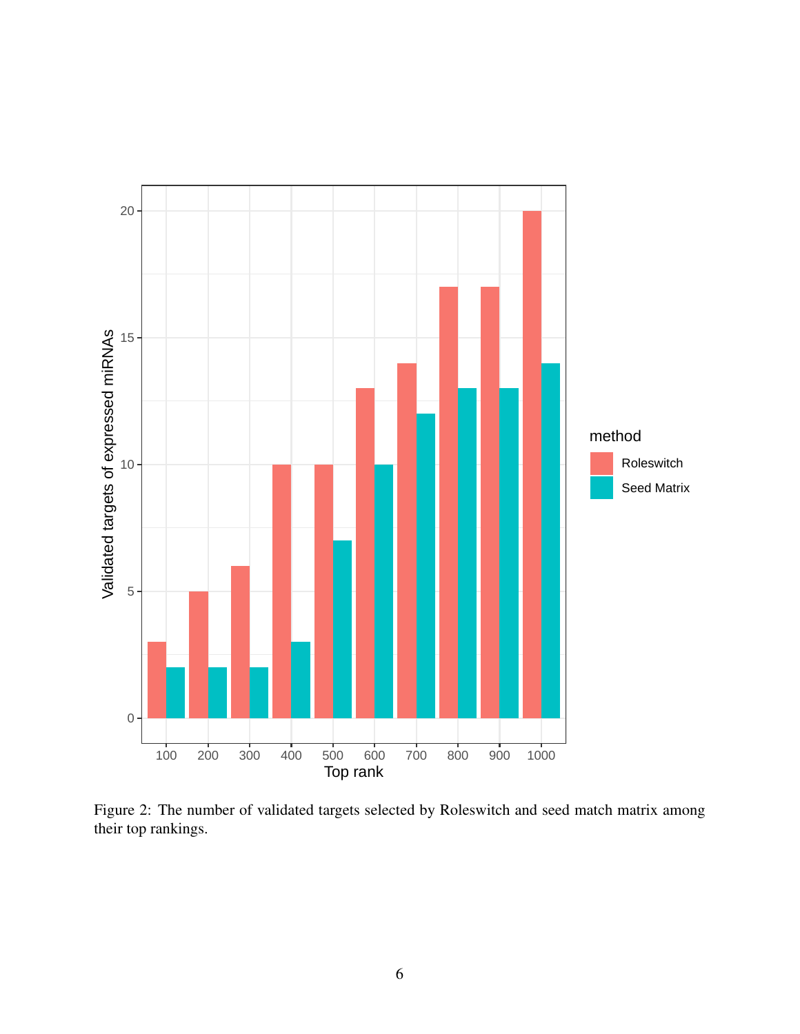Figure 2: The number of validated targets selected by Roleswitch and seed match matrix among their top rankings.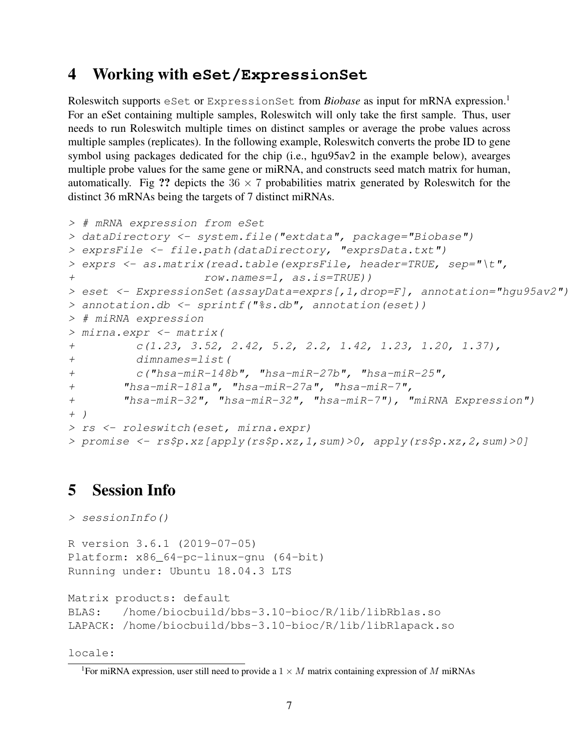## 4 Working with `eSet/ExpressionSet`

Roleswitch supports `eSet` or `ExpressionSet` from *Biobase* as input for mRNA expression.[1] For an eSet containing multiple samples, Roleswitch will only take the first sample. Thus, user needs to run Roleswitch multiple times on distinct samples or average the probe values across multiple samples (replicates). In the following example, Roleswitch converts the probe ID to gene symbol using packages dedicated for the chip (i.e., hgu95av2 in the example below), avearges multiple probe values for the same gene or miRNA, and constructs seed match matrix for human, automatically. Fig **??** depicts the $36 \times 7$ probabilities matrix generated by Roleswitch for the distinct 36 mRNAs being the targets of 7 distinct miRNAs.

```
> # mRNA expression from eSet
> dataDirectory <- system.file("extdata", package="Biobase")
> exprsFile <- file.path(dataDirectory, "exprsData.txt")
> exprs <- as.matrix(read.table(exprsFile, header=TRUE, sep="\t",
+                    row.names=1, as.is=TRUE))
> eset <- ExpressionSet(assayData=exprs[,1,drop=F], annotation="hgu95av2")
> annotation.db <- sprintf("%s.db", annotation(eset))
> # miRNA expression
> mirna.expr <- matrix(
+         c(1.23, 3.52, 2.42, 5.2, 2.2, 1.42, 1.23, 1.20, 1.37),
+         dimnames=list(
+         c("hsa-miR-148b", "hsa-miR-27b", "hsa-miR-25",
+       "hsa-miR-181a", "hsa-miR-27a", "hsa-miR-7",
+       "hsa-miR-32", "hsa-miR-32", "hsa-miR-7"), "miRNA Expression")
+ )
> rs <- roleswitch(eset, mirna.expr)
> promise <- rs$p.xz[apply(rs$p.xz,1,sum)>0, apply(rs$p.xz,2,sum)>0]
```

## 5 Session Info

```
> sessionInfo()

R version 3.6.1 (2019-07-05)
Platform: x86_64-pc-linux-gnu (64-bit)
Running under: Ubuntu 18.04.3 LTS

Matrix products: default
BLAS:   /home/biocbuild/bbs-3.10-bioc/R/lib/libRblas.so
LAPACK: /home/biocbuild/bbs-3.10-bioc/R/lib/libRlapack.so

locale:
```

[1] For miRNA expression, user still need to provide a $1 \times M$ matrix containing expression of $M$ miRNAs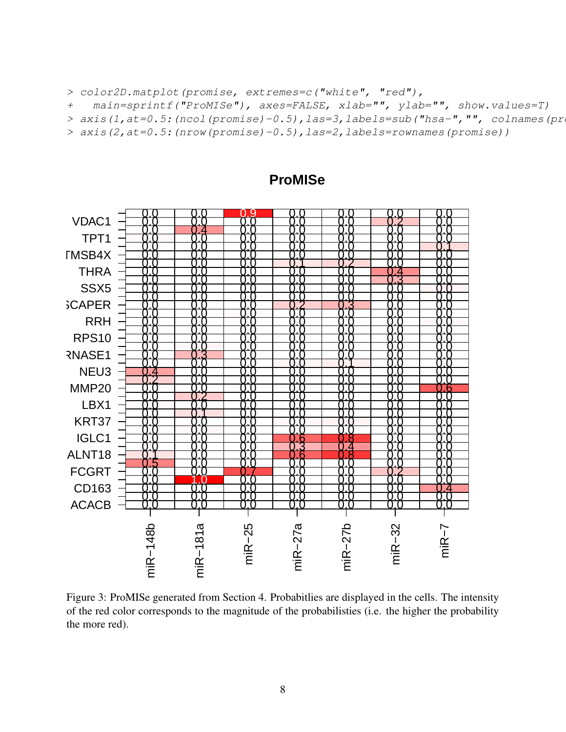```
> color2D.matplot(promise, extremes=c("white", "red"),
+   main=sprintf("ProMISe"), axes=FALSE, xlab="", ylab="", show.values=T)
> axis(1,at=0.5:(ncol(promise)-0.5),las=3,labels=sub("hsa-","", colnames(pro
> axis(2,at=0.5:(nrow(promise)-0.5),las=2,labels=rownames(promise))
```

Figure 3: ProMISe generated from Section 4. Probabtilies are displayed in the cells. The intensity of the red color corresponds to the magnitude of the probabilisties (i.e. the higher the probability the more red).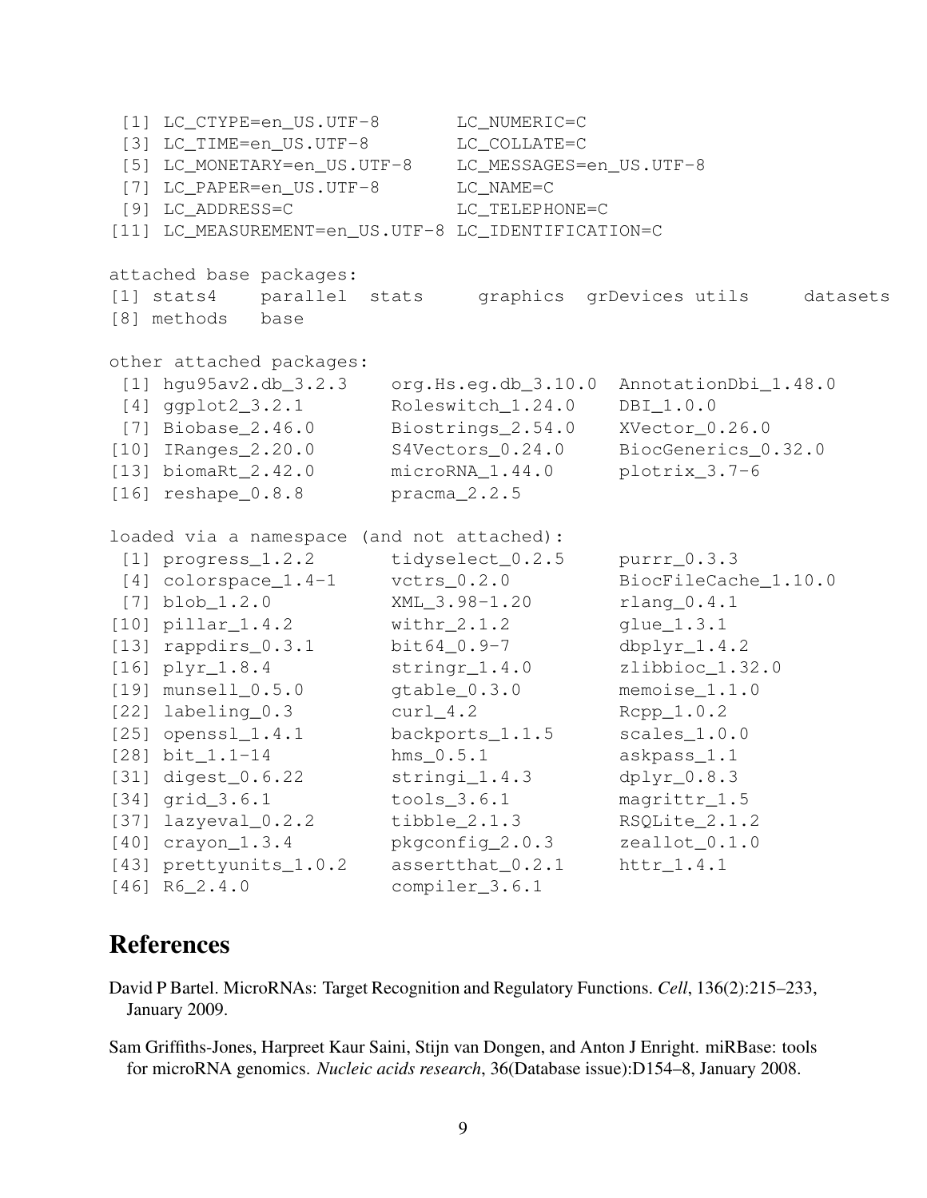```
 [1] LC_CTYPE=en_US.UTF-8       LC_NUMERIC=C
 [3] LC_TIME=en_US.UTF-8        LC_COLLATE=C
 [5] LC_MONETARY=en_US.UTF-8    LC_MESSAGES=en_US.UTF-8
 [7] LC_PAPER=en_US.UTF-8       LC_NAME=C
 [9] LC_ADDRESS=C               LC_TELEPHONE=C
[11] LC_MEASUREMENT=en_US.UTF-8 LC_IDENTIFICATION=C

attached base packages:
[1] stats4    parallel  stats     graphics  grDevices utils     datasets
[8] methods   base

other attached packages:
 [1] hgu95av2.db_3.2.3    org.Hs.eg.db_3.10.0  AnnotationDbi_1.48.0
 [4] ggplot2_3.2.1        Roleswitch_1.24.0    DBI_1.0.0
 [7] Biobase_2.46.0       Biostrings_2.54.0    XVector_0.26.0
[10] IRanges_2.20.0       S4Vectors_0.24.0     BiocGenerics_0.32.0
[13] biomaRt_2.42.0       microRNA_1.44.0      plotrix_3.7-6
[16] reshape_0.8.8        pracma_2.2.5

loaded via a namespace (and not attached):
 [1] progress_1.2.2       tidyselect_0.2.5     purrr_0.3.3
 [4] colorspace_1.4-1     vctrs_0.2.0          BiocFileCache_1.10.0
 [7] blob_1.2.0           XML_3.98-1.20        rlang_0.4.1
[10] pillar_1.4.2         withr_2.1.2          glue_1.3.1
[13] rappdirs_0.3.1       bit64_0.9-7          dbplyr_1.4.2
[16] plyr_1.8.4           stringr_1.4.0        zlibbioc_1.32.0
[19] munsell_0.5.0        gtable_0.3.0         memoise_1.1.0
[22] labeling_0.3         curl_4.2             Rcpp_1.0.2
[25] openssl_1.4.1        backports_1.1.5      scales_1.0.0
[28] bit_1.1-14           hms_0.5.1            askpass_1.1
[31] digest_0.6.22        stringi_1.4.3        dplyr_0.8.3
[34] grid_3.6.1           tools_3.6.1          magrittr_1.5
[37] lazyeval_0.2.2       tibble_2.1.3         RSQLite_2.1.2
[40] crayon_1.3.4         pkgconfig_2.0.3      zeallot_0.1.0
[43] prettyunits_1.0.2    assertthat_0.2.1     httr_1.4.1
[46] R6_2.4.0             compiler_3.6.1
```

## References

David P Bartel. MicroRNAs: Target Recognition and Regulatory Functions. *Cell*, 136(2):215–233, January 2009.

Sam Griffiths-Jones, Harpreet Kaur Saini, Stijn van Dongen, and Anton J Enright. miRBase: tools for microRNA genomics. *Nucleic acids research*, 36(Database issue):D154–8, January 2008.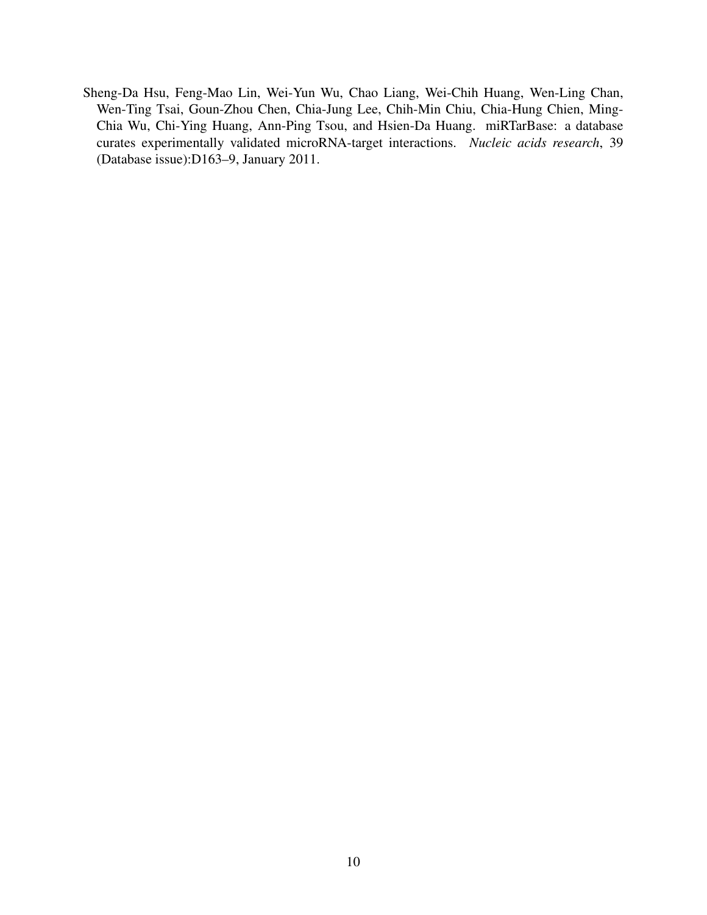Sheng-Da Hsu, Feng-Mao Lin, Wei-Yun Wu, Chao Liang, Wei-Chih Huang, Wen-Ling Chan, Wen-Ting Tsai, Goun-Zhou Chen, Chia-Jung Lee, Chih-Min Chiu, Chia-Hung Chien, Ming-Chia Wu, Chi-Ying Huang, Ann-Ping Tsou, and Hsien-Da Huang. miRTarBase: a database curates experimentally validated microRNA-target interactions. *Nucleic acids research*, 39 (Database issue):D163–9, January 2011.